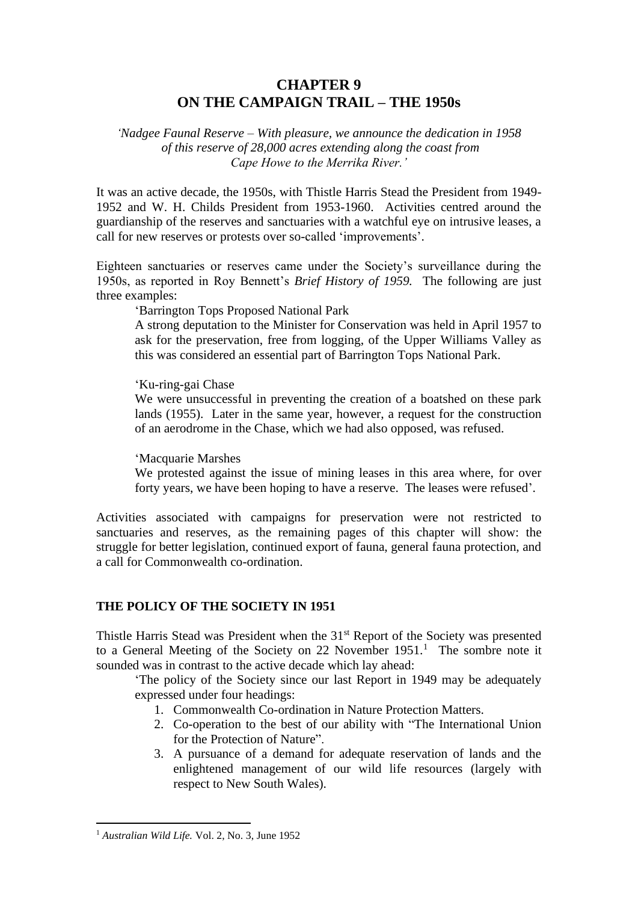# CHAPTER 9
# ON THE CAMPAIGN TRAIL – THE 1950s

*'Nadgee Faunal Reserve – With pleasure, we announce the dedication in 1958 of this reserve of 28,000 acres extending along the coast from Cape Howe to the Merrika River.'*

It was an active decade, the 1950s, with Thistle Harris Stead the President from 1949-1952 and W. H. Childs President from 1953-1960. Activities centred around the guardianship of the reserves and sanctuaries with a watchful eye on intrusive leases, a call for new reserves or protests over so-called 'improvements'.

Eighteen sanctuaries or reserves came under the Society's surveillance during the 1950s, as reported in Roy Bennett's *Brief History of 1959.* The following are just three examples:

> 'Barrington Tops Proposed National Park
>
> A strong deputation to the Minister for Conservation was held in April 1957 to ask for the preservation, free from logging, of the Upper Williams Valley as this was considered an essential part of Barrington Tops National Park.
>
> 'Ku-ring-gai Chase
>
> We were unsuccessful in preventing the creation of a boatshed on these park lands (1955). Later in the same year, however, a request for the construction of an aerodrome in the Chase, which we had also opposed, was refused.
>
> 'Macquarie Marshes
>
> We protested against the issue of mining leases in this area where, for over forty years, we have been hoping to have a reserve. The leases were refused'.

Activities associated with campaigns for preservation were not restricted to sanctuaries and reserves, as the remaining pages of this chapter will show: the struggle for better legislation, continued export of fauna, general fauna protection, and a call for Commonwealth co-ordination.

## THE POLICY OF THE SOCIETY IN 1951

Thistle Harris Stead was President when the 31st Report of the Society was presented to a General Meeting of the Society on 22 November 1951.[1] The sombre note it sounded was in contrast to the active decade which lay ahead:

> 'The policy of the Society since our last Report in 1949 may be adequately expressed under four headings:
>
> 1. Commonwealth Co-ordination in Nature Protection Matters.
> 2. Co-operation to the best of our ability with "The International Union for the Protection of Nature".
> 3. A pursuance of a demand for adequate reservation of lands and the enlightened management of our wild life resources (largely with respect to New South Wales).

[1] *Australian Wild Life.* Vol. 2, No. 3, June 1952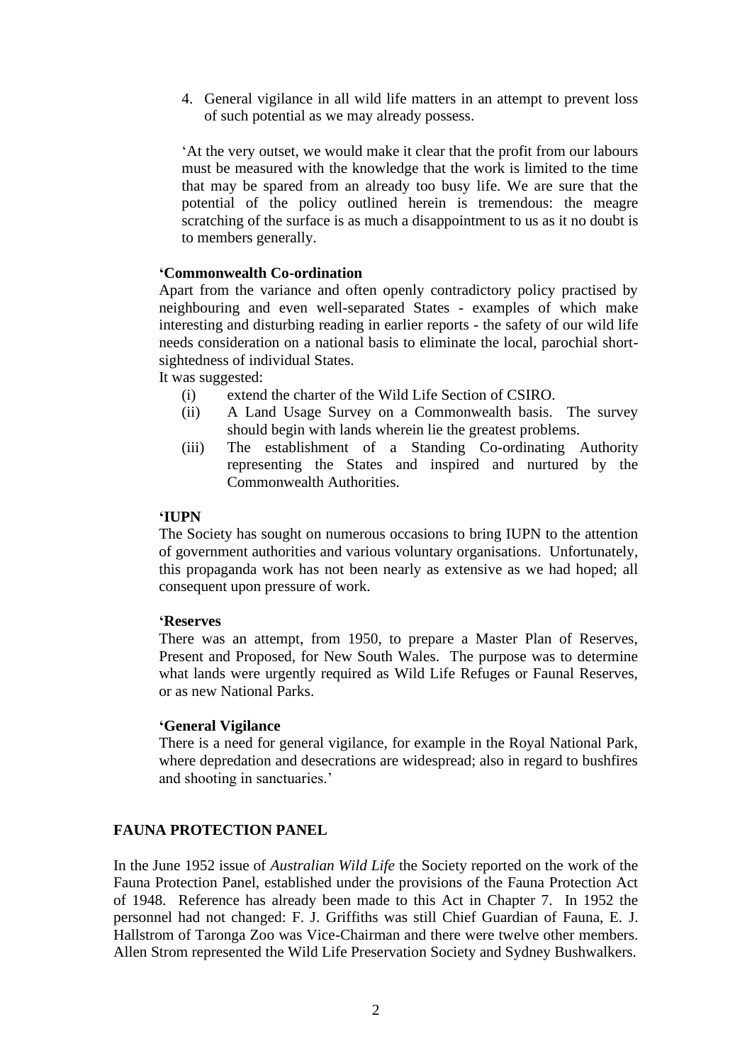4. General vigilance in all wild life matters in an attempt to prevent loss of such potential as we may already possess.

'At the very outset, we would make it clear that the profit from our labours must be measured with the knowledge that the work is limited to the time that may be spared from an already too busy life. We are sure that the potential of the policy outlined herein is tremendous: the meagre scratching of the surface is as much a disappointment to us as it no doubt is to members generally.

**'Commonwealth Co-ordination**

Apart from the variance and often openly contradictory policy practised by neighbouring and even well-separated States - examples of which make interesting and disturbing reading in earlier reports - the safety of our wild life needs consideration on a national basis to eliminate the local, parochial short-sightedness of individual States.

It was suggested:

(i) extend the charter of the Wild Life Section of CSIRO.

(ii) A Land Usage Survey on a Commonwealth basis. The survey should begin with lands wherein lie the greatest problems.

(iii) The establishment of a Standing Co-ordinating Authority representing the States and inspired and nurtured by the Commonwealth Authorities.

**'IUPN**

The Society has sought on numerous occasions to bring IUPN to the attention of government authorities and various voluntary organisations. Unfortunately, this propaganda work has not been nearly as extensive as we had hoped; all consequent upon pressure of work.

**'Reserves**

There was an attempt, from 1950, to prepare a Master Plan of Reserves, Present and Proposed, for New South Wales. The purpose was to determine what lands were urgently required as Wild Life Refuges or Faunal Reserves, or as new National Parks.

**'General Vigilance**

There is a need for general vigilance, for example in the Royal National Park, where depredation and desecrations are widespread; also in regard to bushfires and shooting in sanctuaries.'

## FAUNA PROTECTION PANEL

In the June 1952 issue of *Australian Wild Life* the Society reported on the work of the Fauna Protection Panel, established under the provisions of the Fauna Protection Act of 1948. Reference has already been made to this Act in Chapter 7. In 1952 the personnel had not changed: F. J. Griffiths was still Chief Guardian of Fauna, E. J. Hallstrom of Taronga Zoo was Vice-Chairman and there were twelve other members. Allen Strom represented the Wild Life Preservation Society and Sydney Bushwalkers.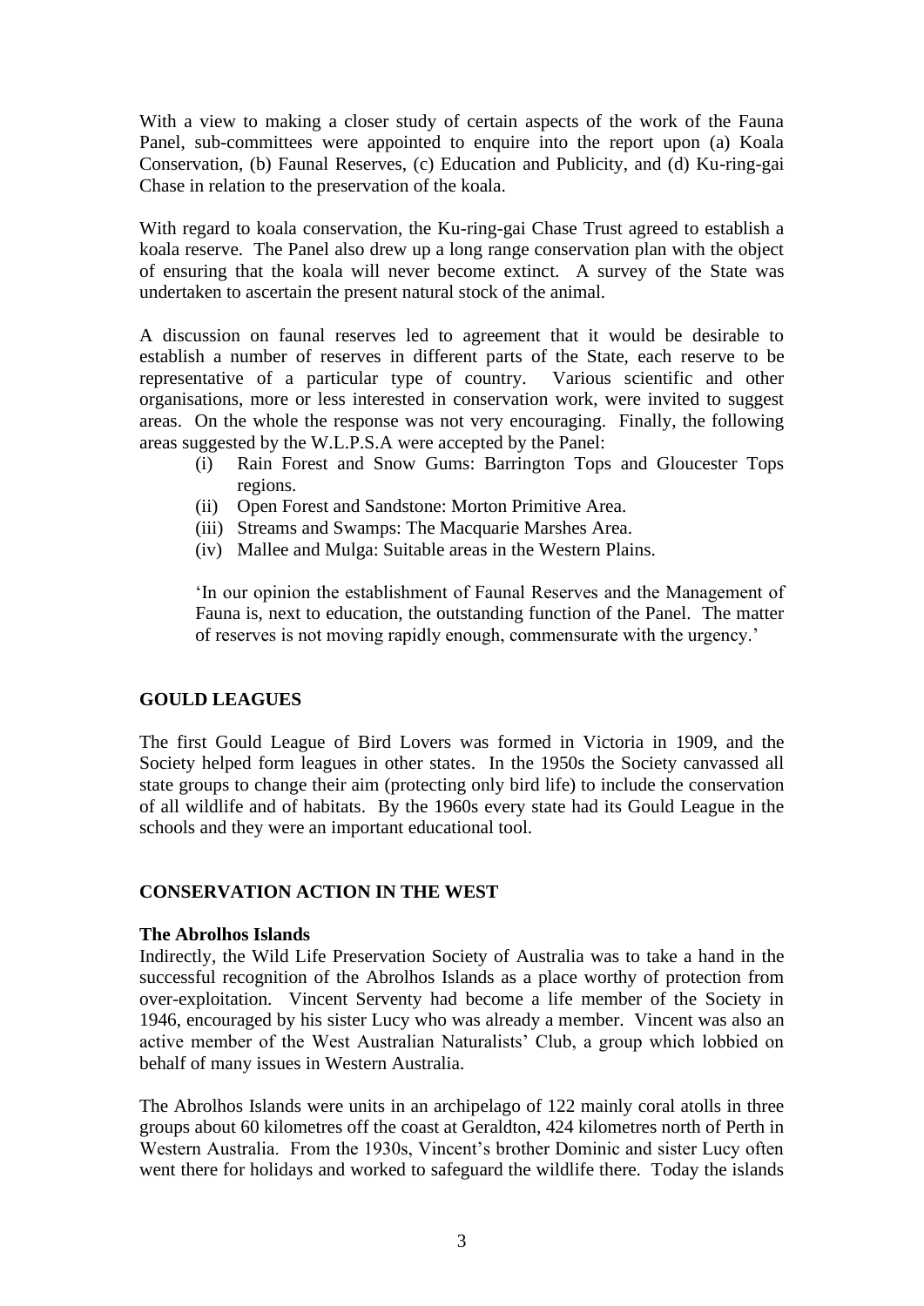With a view to making a closer study of certain aspects of the work of the Fauna Panel, sub-committees were appointed to enquire into the report upon (a) Koala Conservation, (b) Faunal Reserves, (c) Education and Publicity, and (d) Ku-ring-gai Chase in relation to the preservation of the koala.

With regard to koala conservation, the Ku-ring-gai Chase Trust agreed to establish a koala reserve. The Panel also drew up a long range conservation plan with the object of ensuring that the koala will never become extinct. A survey of the State was undertaken to ascertain the present natural stock of the animal.

A discussion on faunal reserves led to agreement that it would be desirable to establish a number of reserves in different parts of the State, each reserve to be representative of a particular type of country. Various scientific and other organisations, more or less interested in conservation work, were invited to suggest areas. On the whole the response was not very encouraging. Finally, the following areas suggested by the W.L.P.S.A were accepted by the Panel:

(i) Rain Forest and Snow Gums: Barrington Tops and Gloucester Tops regions.
(ii) Open Forest and Sandstone: Morton Primitive Area.
(iii) Streams and Swamps: The Macquarie Marshes Area.
(iv) Mallee and Mulga: Suitable areas in the Western Plains.

> 'In our opinion the establishment of Faunal Reserves and the Management of Fauna is, next to education, the outstanding function of the Panel. The matter of reserves is not moving rapidly enough, commensurate with the urgency.'

## GOULD LEAGUES

The first Gould League of Bird Lovers was formed in Victoria in 1909, and the Society helped form leagues in other states. In the 1950s the Society canvassed all state groups to change their aim (protecting only bird life) to include the conservation of all wildlife and of habitats. By the 1960s every state had its Gould League in the schools and they were an important educational tool.

## CONSERVATION ACTION IN THE WEST

### The Abrolhos Islands

Indirectly, the Wild Life Preservation Society of Australia was to take a hand in the successful recognition of the Abrolhos Islands as a place worthy of protection from over-exploitation. Vincent Serventy had become a life member of the Society in 1946, encouraged by his sister Lucy who was already a member. Vincent was also an active member of the West Australian Naturalists' Club, a group which lobbied on behalf of many issues in Western Australia.

The Abrolhos Islands were units in an archipelago of 122 mainly coral atolls in three groups about 60 kilometres off the coast at Geraldton, 424 kilometres north of Perth in Western Australia. From the 1930s, Vincent's brother Dominic and sister Lucy often went there for holidays and worked to safeguard the wildlife there. Today the islands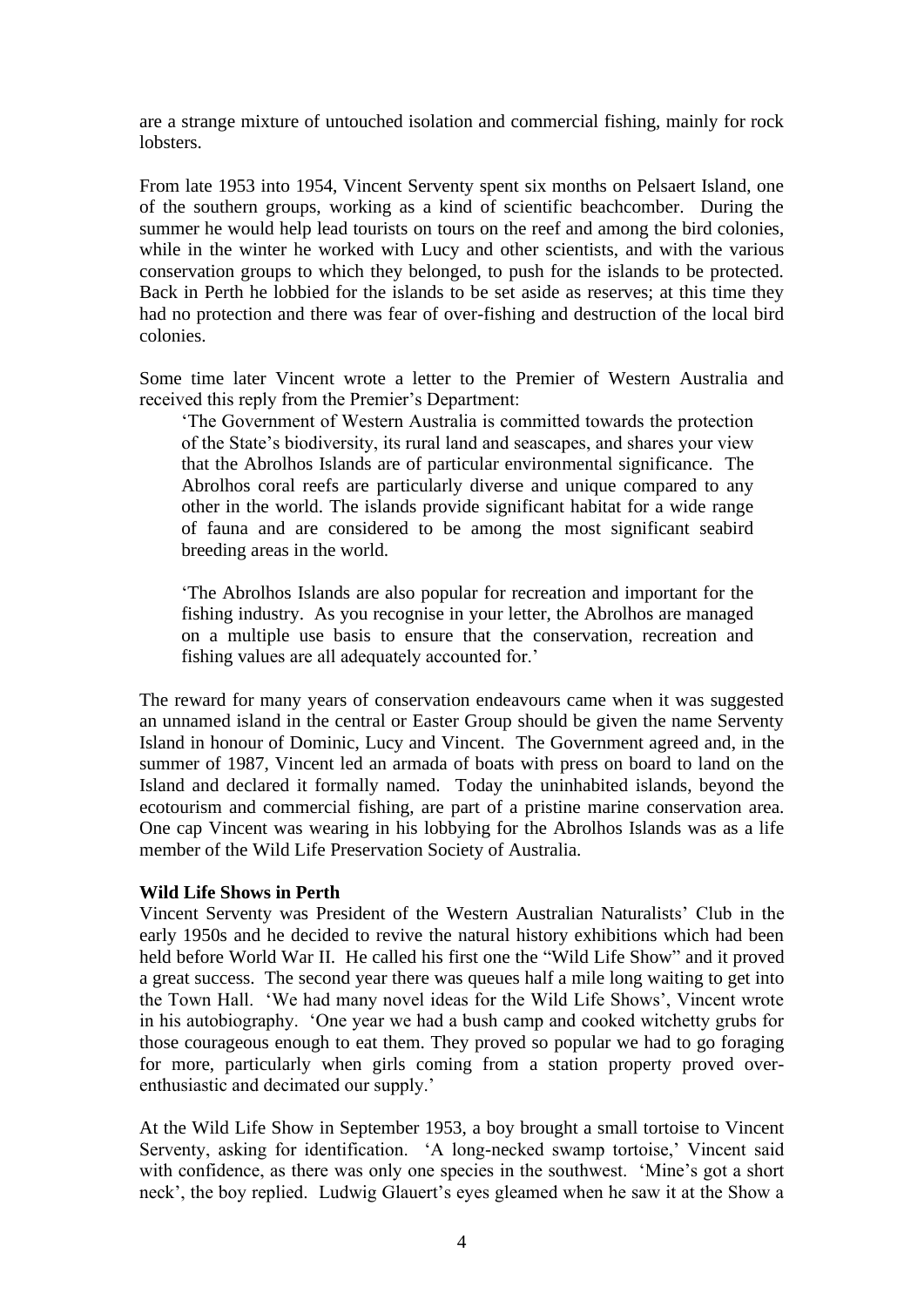are a strange mixture of untouched isolation and commercial fishing, mainly for rock lobsters.

From late 1953 into 1954, Vincent Serventy spent six months on Pelsaert Island, one of the southern groups, working as a kind of scientific beachcomber. During the summer he would help lead tourists on tours on the reef and among the bird colonies, while in the winter he worked with Lucy and other scientists, and with the various conservation groups to which they belonged, to push for the islands to be protected. Back in Perth he lobbied for the islands to be set aside as reserves; at this time they had no protection and there was fear of over-fishing and destruction of the local bird colonies.

Some time later Vincent wrote a letter to the Premier of Western Australia and received this reply from the Premier's Department:

> 'The Government of Western Australia is committed towards the protection of the State's biodiversity, its rural land and seascapes, and shares your view that the Abrolhos Islands are of particular environmental significance. The Abrolhos coral reefs are particularly diverse and unique compared to any other in the world. The islands provide significant habitat for a wide range of fauna and are considered to be among the most significant seabird breeding areas in the world.
>
> 'The Abrolhos Islands are also popular for recreation and important for the fishing industry. As you recognise in your letter, the Abrolhos are managed on a multiple use basis to ensure that the conservation, recreation and fishing values are all adequately accounted for.'

The reward for many years of conservation endeavours came when it was suggested an unnamed island in the central or Easter Group should be given the name Serventy Island in honour of Dominic, Lucy and Vincent. The Government agreed and, in the summer of 1987, Vincent led an armada of boats with press on board to land on the Island and declared it formally named. Today the uninhabited islands, beyond the ecotourism and commercial fishing, are part of a pristine marine conservation area. One cap Vincent was wearing in his lobbying for the Abrolhos Islands was as a life member of the Wild Life Preservation Society of Australia.

**Wild Life Shows in Perth**

Vincent Serventy was President of the Western Australian Naturalists' Club in the early 1950s and he decided to revive the natural history exhibitions which had been held before World War II. He called his first one the "Wild Life Show" and it proved a great success. The second year there was queues half a mile long waiting to get into the Town Hall. 'We had many novel ideas for the Wild Life Shows', Vincent wrote in his autobiography. 'One year we had a bush camp and cooked witchetty grubs for those courageous enough to eat them. They proved so popular we had to go foraging for more, particularly when girls coming from a station property proved over-enthusiastic and decimated our supply.'

At the Wild Life Show in September 1953, a boy brought a small tortoise to Vincent Serventy, asking for identification. 'A long-necked swamp tortoise,' Vincent said with confidence, as there was only one species in the southwest. 'Mine's got a short neck', the boy replied. Ludwig Glauert's eyes gleamed when he saw it at the Show a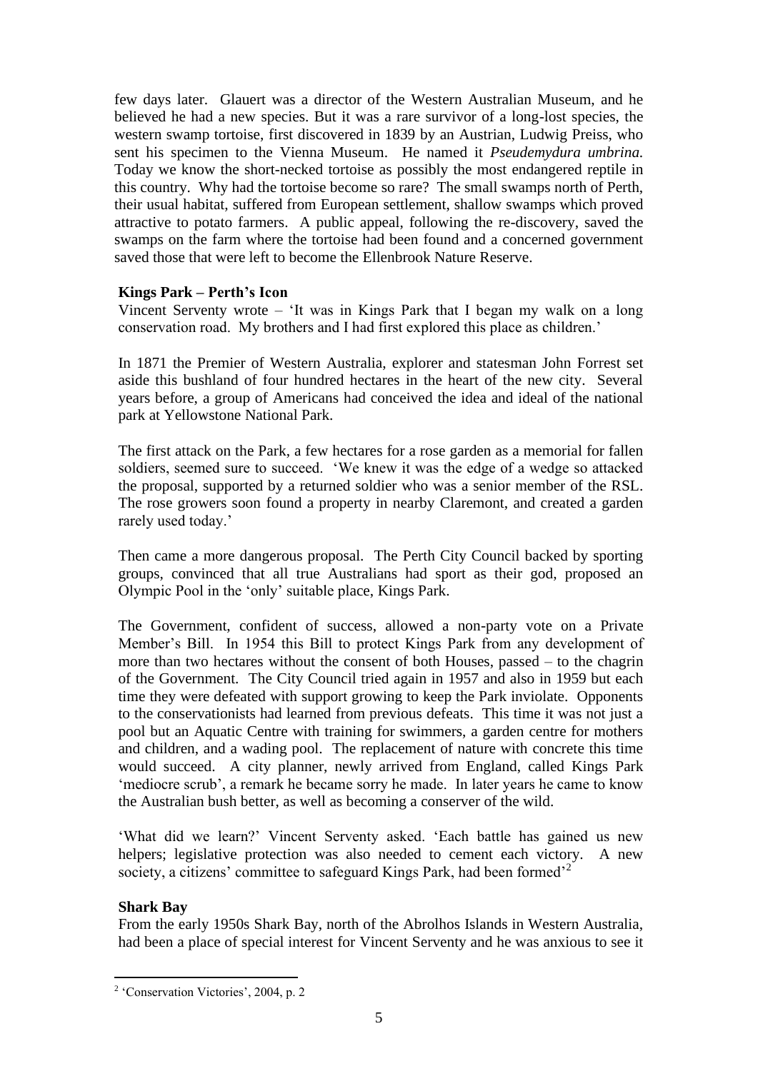few days later. Glauert was a director of the Western Australian Museum, and he believed he had a new species. But it was a rare survivor of a long-lost species, the western swamp tortoise, first discovered in 1839 by an Austrian, Ludwig Preiss, who sent his specimen to the Vienna Museum. He named it *Pseudemydura umbrina.* Today we know the short-necked tortoise as possibly the most endangered reptile in this country. Why had the tortoise become so rare? The small swamps north of Perth, their usual habitat, suffered from European settlement, shallow swamps which proved attractive to potato farmers. A public appeal, following the re-discovery, saved the swamps on the farm where the tortoise had been found and a concerned government saved those that were left to become the Ellenbrook Nature Reserve.

**Kings Park – Perth's Icon**

Vincent Serventy wrote – 'It was in Kings Park that I began my walk on a long conservation road. My brothers and I had first explored this place as children.'

In 1871 the Premier of Western Australia, explorer and statesman John Forrest set aside this bushland of four hundred hectares in the heart of the new city. Several years before, a group of Americans had conceived the idea and ideal of the national park at Yellowstone National Park.

The first attack on the Park, a few hectares for a rose garden as a memorial for fallen soldiers, seemed sure to succeed. 'We knew it was the edge of a wedge so attacked the proposal, supported by a returned soldier who was a senior member of the RSL. The rose growers soon found a property in nearby Claremont, and created a garden rarely used today.'

Then came a more dangerous proposal. The Perth City Council backed by sporting groups, convinced that all true Australians had sport as their god, proposed an Olympic Pool in the 'only' suitable place, Kings Park.

The Government, confident of success, allowed a non-party vote on a Private Member's Bill. In 1954 this Bill to protect Kings Park from any development of more than two hectares without the consent of both Houses, passed – to the chagrin of the Government. The City Council tried again in 1957 and also in 1959 but each time they were defeated with support growing to keep the Park inviolate. Opponents to the conservationists had learned from previous defeats. This time it was not just a pool but an Aquatic Centre with training for swimmers, a garden centre for mothers and children, and a wading pool. The replacement of nature with concrete this time would succeed. A city planner, newly arrived from England, called Kings Park 'mediocre scrub', a remark he became sorry he made. In later years he came to know the Australian bush better, as well as becoming a conserver of the wild.

'What did we learn?' Vincent Serventy asked. 'Each battle has gained us new helpers; legislative protection was also needed to cement each victory. A new society, a citizens' committee to safeguard Kings Park, had been formed'[2]

**Shark Bay**

From the early 1950s Shark Bay, north of the Abrolhos Islands in Western Australia, had been a place of special interest for Vincent Serventy and he was anxious to see it

---

[2] 'Conservation Victories', 2004, p. 2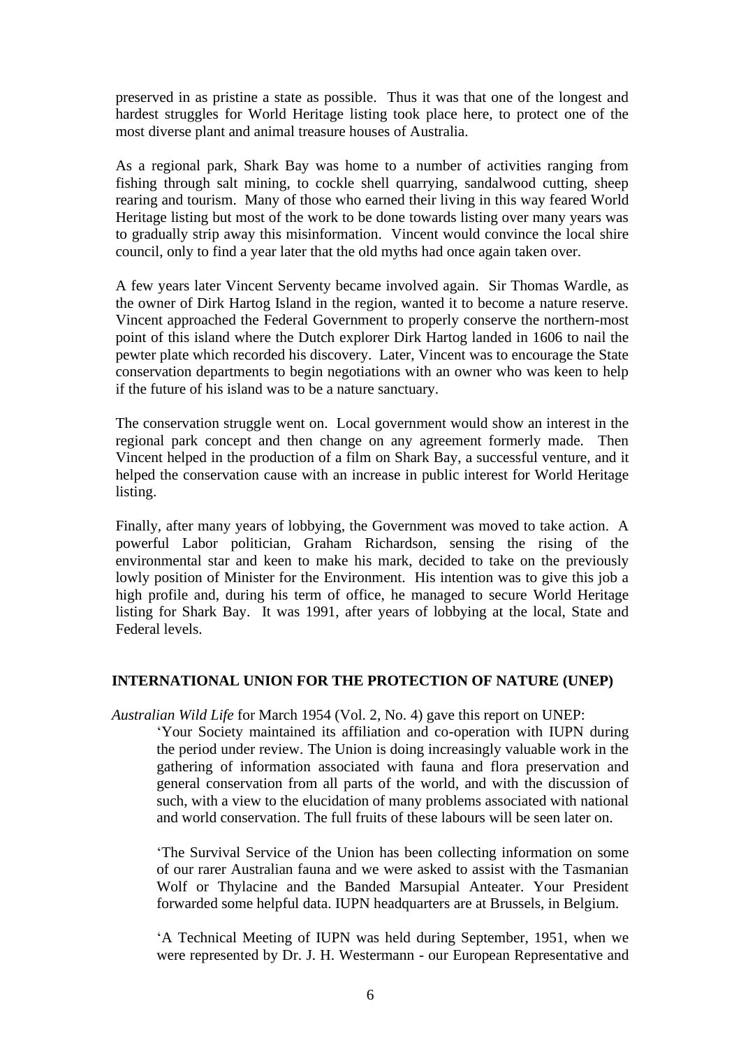preserved in as pristine a state as possible. Thus it was that one of the longest and hardest struggles for World Heritage listing took place here, to protect one of the most diverse plant and animal treasure houses of Australia.

As a regional park, Shark Bay was home to a number of activities ranging from fishing through salt mining, to cockle shell quarrying, sandalwood cutting, sheep rearing and tourism. Many of those who earned their living in this way feared World Heritage listing but most of the work to be done towards listing over many years was to gradually strip away this misinformation. Vincent would convince the local shire council, only to find a year later that the old myths had once again taken over.

A few years later Vincent Serventy became involved again. Sir Thomas Wardle, as the owner of Dirk Hartog Island in the region, wanted it to become a nature reserve. Vincent approached the Federal Government to properly conserve the northern-most point of this island where the Dutch explorer Dirk Hartog landed in 1606 to nail the pewter plate which recorded his discovery. Later, Vincent was to encourage the State conservation departments to begin negotiations with an owner who was keen to help if the future of his island was to be a nature sanctuary.

The conservation struggle went on. Local government would show an interest in the regional park concept and then change on any agreement formerly made. Then Vincent helped in the production of a film on Shark Bay, a successful venture, and it helped the conservation cause with an increase in public interest for World Heritage listing.

Finally, after many years of lobbying, the Government was moved to take action. A powerful Labor politician, Graham Richardson, sensing the rising of the environmental star and keen to make his mark, decided to take on the previously lowly position of Minister for the Environment. His intention was to give this job a high profile and, during his term of office, he managed to secure World Heritage listing for Shark Bay. It was 1991, after years of lobbying at the local, State and Federal levels.

## INTERNATIONAL UNION FOR THE PROTECTION OF NATURE (UNEP)

*Australian Wild Life* for March 1954 (Vol. 2, No. 4) gave this report on UNEP:

> 'Your Society maintained its affiliation and co-operation with IUPN during the period under review. The Union is doing increasingly valuable work in the gathering of information associated with fauna and flora preservation and general conservation from all parts of the world, and with the discussion of such, with a view to the elucidation of many problems associated with national and world conservation. The full fruits of these labours will be seen later on.
>
> 'The Survival Service of the Union has been collecting information on some of our rarer Australian fauna and we were asked to assist with the Tasmanian Wolf or Thylacine and the Banded Marsupial Anteater. Your President forwarded some helpful data. IUPN headquarters are at Brussels, in Belgium.
>
> 'A Technical Meeting of IUPN was held during September, 1951, when we were represented by Dr. J. H. Westermann - our European Representative and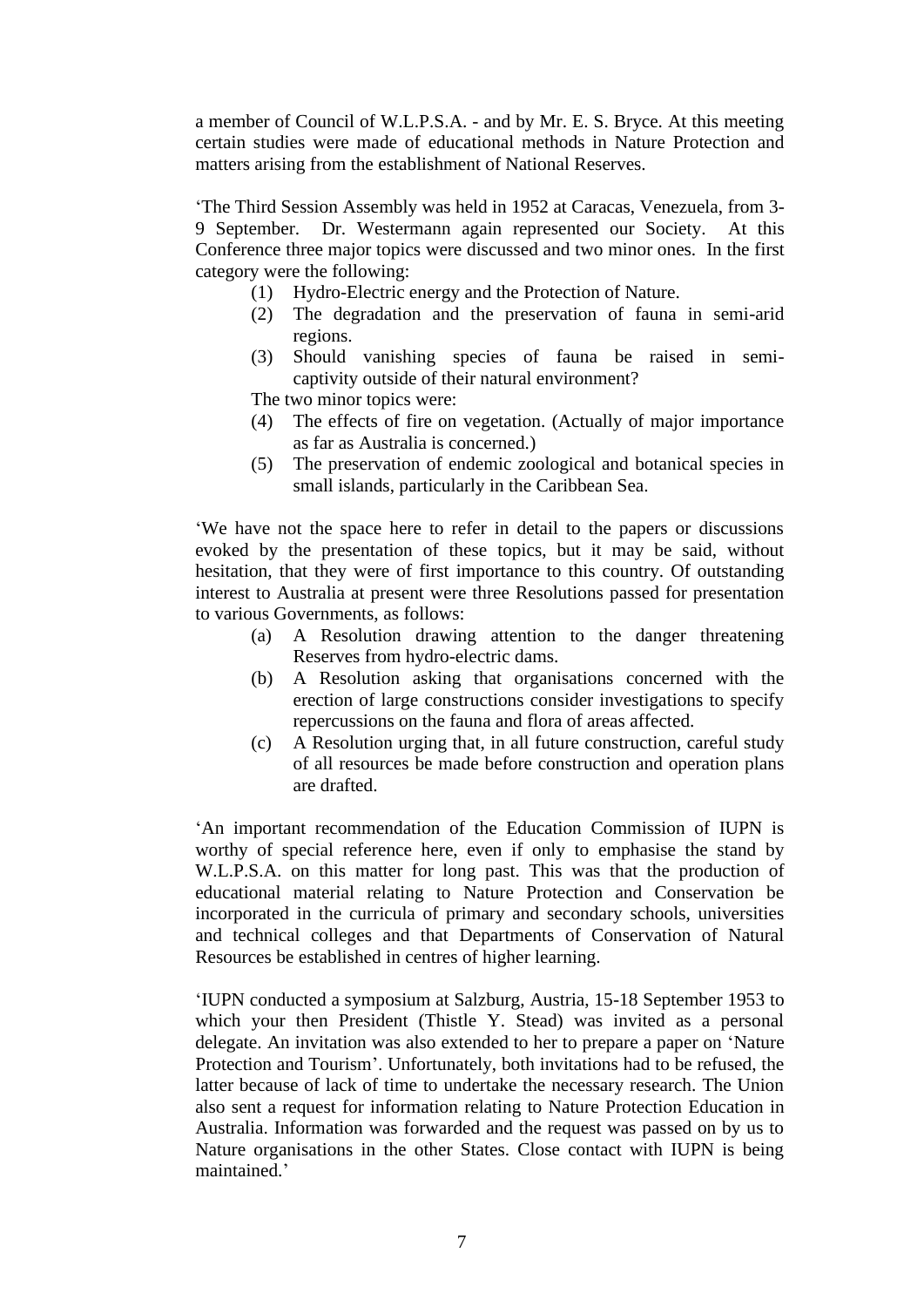a member of Council of W.L.P.S.A. - and by Mr. E. S. Bryce. At this meeting certain studies were made of educational methods in Nature Protection and matters arising from the establishment of National Reserves.

'The Third Session Assembly was held in 1952 at Caracas, Venezuela, from 3-9 September. Dr. Westermann again represented our Society. At this Conference three major topics were discussed and two minor ones. In the first category were the following:

(1) Hydro-Electric energy and the Protection of Nature.
(2) The degradation and the preservation of fauna in semi-arid regions.
(3) Should vanishing species of fauna be raised in semi-captivity outside of their natural environment?

The two minor topics were:

(4) The effects of fire on vegetation. (Actually of major importance as far as Australia is concerned.)
(5) The preservation of endemic zoological and botanical species in small islands, particularly in the Caribbean Sea.

'We have not the space here to refer in detail to the papers or discussions evoked by the presentation of these topics, but it may be said, without hesitation, that they were of first importance to this country. Of outstanding interest to Australia at present were three Resolutions passed for presentation to various Governments, as follows:

(a) A Resolution drawing attention to the danger threatening Reserves from hydro-electric dams.
(b) A Resolution asking that organisations concerned with the erection of large constructions consider investigations to specify repercussions on the fauna and flora of areas affected.
(c) A Resolution urging that, in all future construction, careful study of all resources be made before construction and operation plans are drafted.

'An important recommendation of the Education Commission of IUPN is worthy of special reference here, even if only to emphasise the stand by W.L.P.S.A. on this matter for long past. This was that the production of educational material relating to Nature Protection and Conservation be incorporated in the curricula of primary and secondary schools, universities and technical colleges and that Departments of Conservation of Natural Resources be established in centres of higher learning.

'IUPN conducted a symposium at Salzburg, Austria, 15-18 September 1953 to which your then President (Thistle Y. Stead) was invited as a personal delegate. An invitation was also extended to her to prepare a paper on 'Nature Protection and Tourism'. Unfortunately, both invitations had to be refused, the latter because of lack of time to undertake the necessary research. The Union also sent a request for information relating to Nature Protection Education in Australia. Information was forwarded and the request was passed on by us to Nature organisations in the other States. Close contact with IUPN is being maintained.'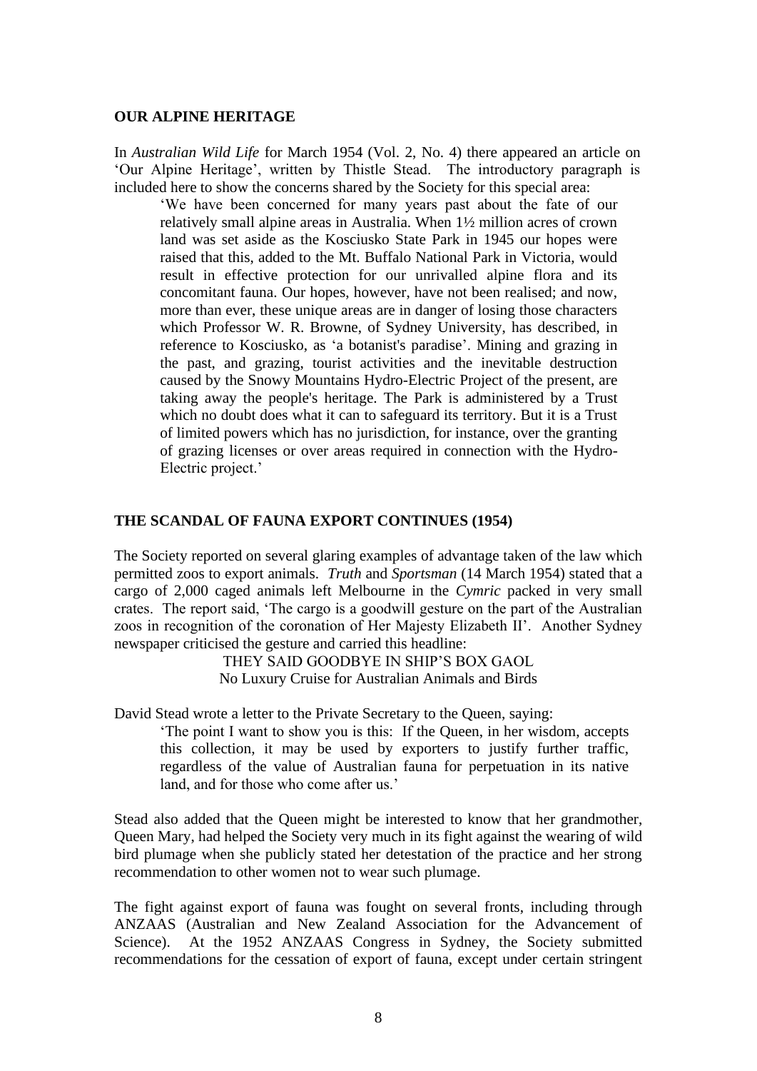## OUR ALPINE HERITAGE

In *Australian Wild Life* for March 1954 (Vol. 2, No. 4) there appeared an article on 'Our Alpine Heritage', written by Thistle Stead. The introductory paragraph is included here to show the concerns shared by the Society for this special area:

> 'We have been concerned for many years past about the fate of our relatively small alpine areas in Australia. When 1½ million acres of crown land was set aside as the Kosciusko State Park in 1945 our hopes were raised that this, added to the Mt. Buffalo National Park in Victoria, would result in effective protection for our unrivalled alpine flora and its concomitant fauna. Our hopes, however, have not been realised; and now, more than ever, these unique areas are in danger of losing those characters which Professor W. R. Browne, of Sydney University, has described, in reference to Kosciusko, as 'a botanist's paradise'. Mining and grazing in the past, and grazing, tourist activities and the inevitable destruction caused by the Snowy Mountains Hydro-Electric Project of the present, are taking away the people's heritage. The Park is administered by a Trust which no doubt does what it can to safeguard its territory. But it is a Trust of limited powers which has no jurisdiction, for instance, over the granting of grazing licenses or over areas required in connection with the Hydro-Electric project.'

## THE SCANDAL OF FAUNA EXPORT CONTINUES (1954)

The Society reported on several glaring examples of advantage taken of the law which permitted zoos to export animals. *Truth* and *Sportsman* (14 March 1954) stated that a cargo of 2,000 caged animals left Melbourne in the *Cymric* packed in very small crates. The report said, 'The cargo is a goodwill gesture on the part of the Australian zoos in recognition of the coronation of Her Majesty Elizabeth II'. Another Sydney newspaper criticised the gesture and carried this headline:

THEY SAID GOODBYE IN SHIP'S BOX GAOL
No Luxury Cruise for Australian Animals and Birds

David Stead wrote a letter to the Private Secretary to the Queen, saying:

> 'The point I want to show you is this: If the Queen, in her wisdom, accepts this collection, it may be used by exporters to justify further traffic, regardless of the value of Australian fauna for perpetuation in its native land, and for those who come after us.'

Stead also added that the Queen might be interested to know that her grandmother, Queen Mary, had helped the Society very much in its fight against the wearing of wild bird plumage when she publicly stated her detestation of the practice and her strong recommendation to other women not to wear such plumage.

The fight against export of fauna was fought on several fronts, including through ANZAAS (Australian and New Zealand Association for the Advancement of Science). At the 1952 ANZAAS Congress in Sydney, the Society submitted recommendations for the cessation of export of fauna, except under certain stringent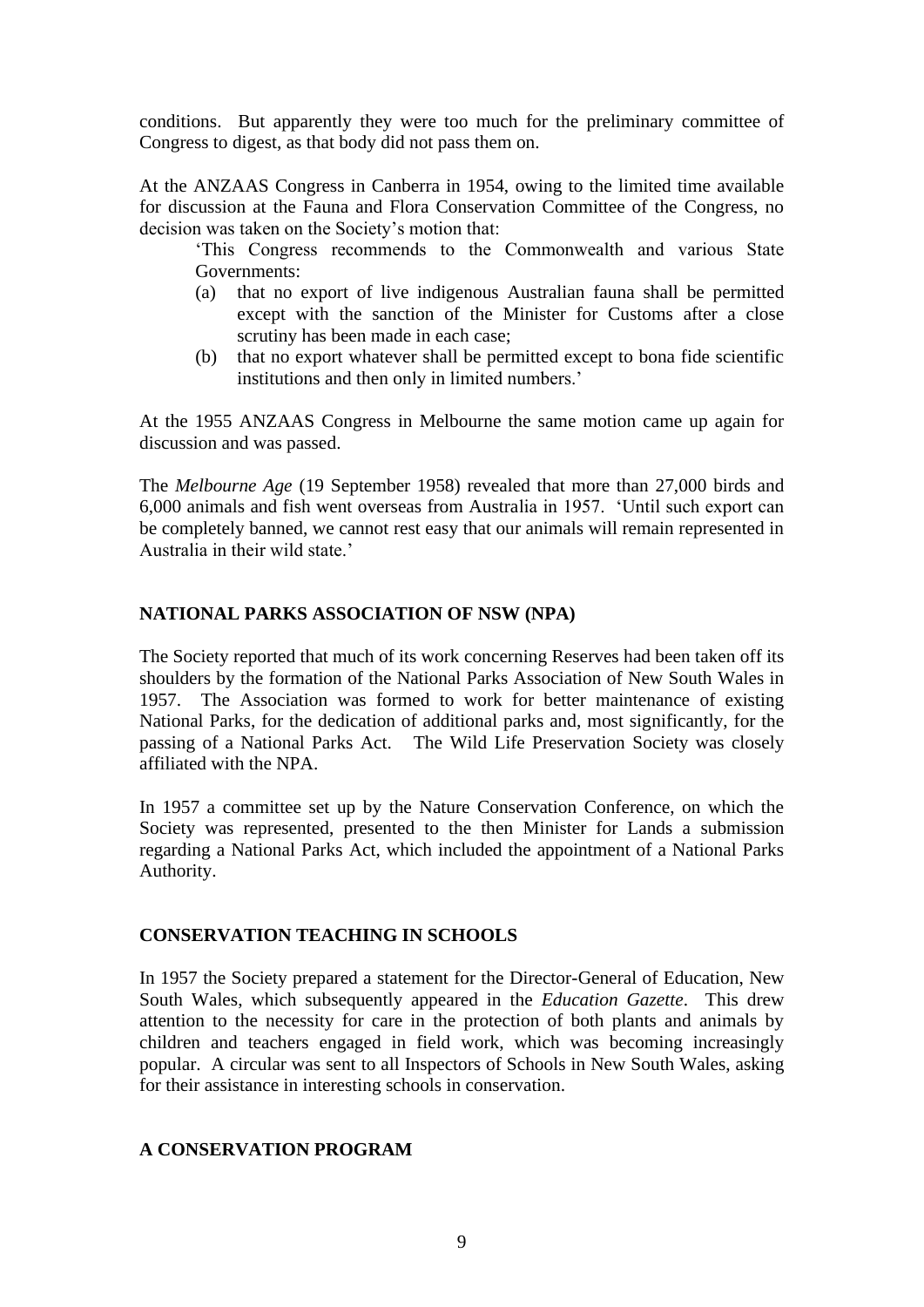conditions. But apparently they were too much for the preliminary committee of Congress to digest, as that body did not pass them on.

At the ANZAAS Congress in Canberra in 1954, owing to the limited time available for discussion at the Fauna and Flora Conservation Committee of the Congress, no decision was taken on the Society's motion that:

> 'This Congress recommends to the Commonwealth and various State Governments:
>
> (a) that no export of live indigenous Australian fauna shall be permitted except with the sanction of the Minister for Customs after a close scrutiny has been made in each case;
>
> (b) that no export whatever shall be permitted except to bona fide scientific institutions and then only in limited numbers.'

At the 1955 ANZAAS Congress in Melbourne the same motion came up again for discussion and was passed.

The *Melbourne Age* (19 September 1958) revealed that more than 27,000 birds and 6,000 animals and fish went overseas from Australia in 1957. 'Until such export can be completely banned, we cannot rest easy that our animals will remain represented in Australia in their wild state.'

## NATIONAL PARKS ASSOCIATION OF NSW (NPA)

The Society reported that much of its work concerning Reserves had been taken off its shoulders by the formation of the National Parks Association of New South Wales in 1957. The Association was formed to work for better maintenance of existing National Parks, for the dedication of additional parks and, most significantly, for the passing of a National Parks Act. The Wild Life Preservation Society was closely affiliated with the NPA.

In 1957 a committee set up by the Nature Conservation Conference, on which the Society was represented, presented to the then Minister for Lands a submission regarding a National Parks Act, which included the appointment of a National Parks Authority.

## CONSERVATION TEACHING IN SCHOOLS

In 1957 the Society prepared a statement for the Director-General of Education, New South Wales, which subsequently appeared in the *Education Gazette*. This drew attention to the necessity for care in the protection of both plants and animals by children and teachers engaged in field work, which was becoming increasingly popular. A circular was sent to all Inspectors of Schools in New South Wales, asking for their assistance in interesting schools in conservation.

## A CONSERVATION PROGRAM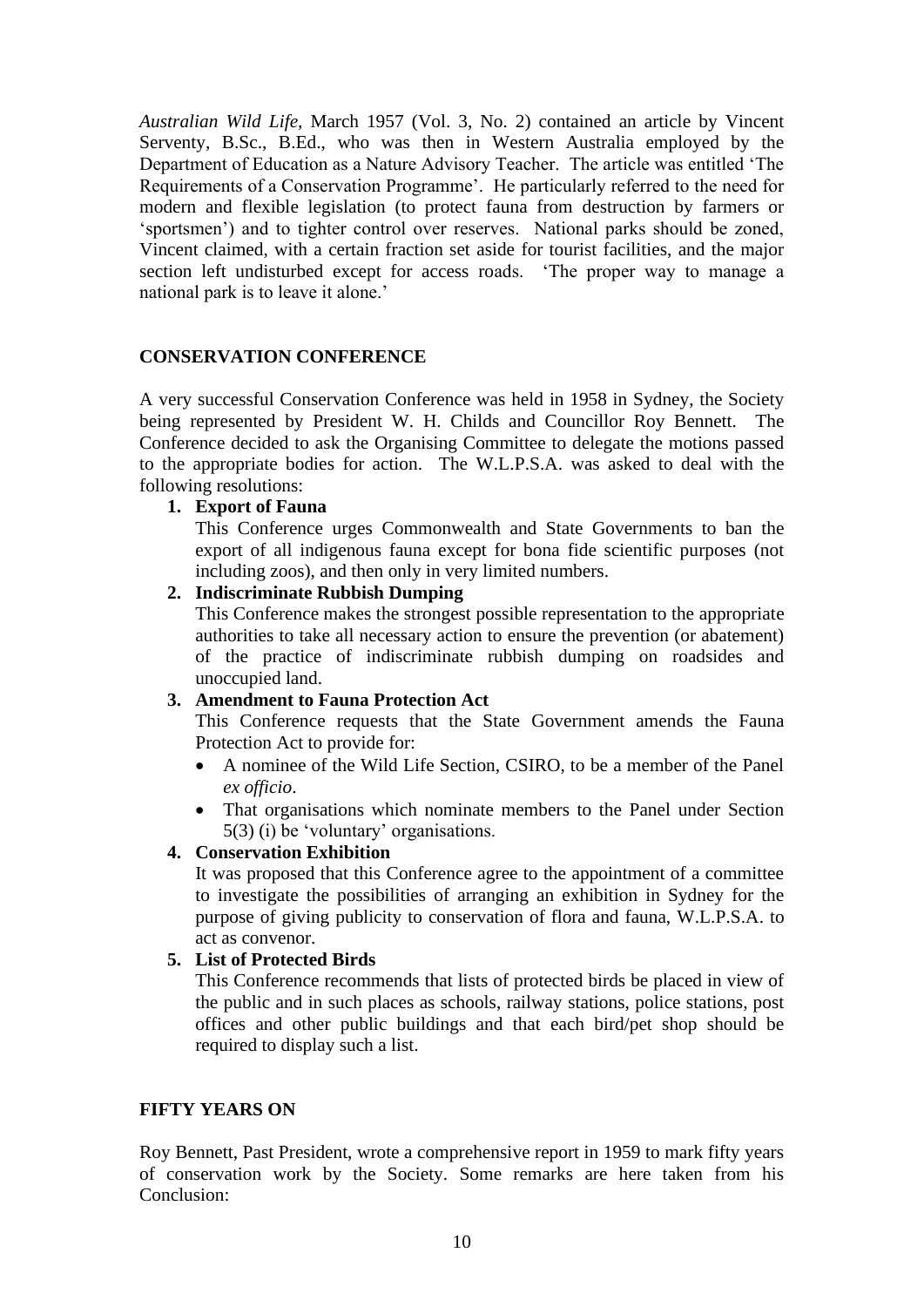*Australian Wild Life,* March 1957 (Vol. 3, No. 2) contained an article by Vincent Serventy, B.Sc., B.Ed., who was then in Western Australia employed by the Department of Education as a Nature Advisory Teacher. The article was entitled 'The Requirements of a Conservation Programme'. He particularly referred to the need for modern and flexible legislation (to protect fauna from destruction by farmers or 'sportsmen') and to tighter control over reserves. National parks should be zoned, Vincent claimed, with a certain fraction set aside for tourist facilities, and the major section left undisturbed except for access roads. 'The proper way to manage a national park is to leave it alone.'

## CONSERVATION CONFERENCE

A very successful Conservation Conference was held in 1958 in Sydney, the Society being represented by President W. H. Childs and Councillor Roy Bennett. The Conference decided to ask the Organising Committee to delegate the motions passed to the appropriate bodies for action. The W.L.P.S.A. was asked to deal with the following resolutions:

1. **Export of Fauna**
   This Conference urges Commonwealth and State Governments to ban the export of all indigenous fauna except for bona fide scientific purposes (not including zoos), and then only in very limited numbers.
2. **Indiscriminate Rubbish Dumping**
   This Conference makes the strongest possible representation to the appropriate authorities to take all necessary action to ensure the prevention (or abatement) of the practice of indiscriminate rubbish dumping on roadsides and unoccupied land.
3. **Amendment to Fauna Protection Act**
   This Conference requests that the State Government amends the Fauna Protection Act to provide for:
   - A nominee of the Wild Life Section, CSIRO, to be a member of the Panel *ex officio*.
   - That organisations which nominate members to the Panel under Section 5(3) (i) be 'voluntary' organisations.
4. **Conservation Exhibition**
   It was proposed that this Conference agree to the appointment of a committee to investigate the possibilities of arranging an exhibition in Sydney for the purpose of giving publicity to conservation of flora and fauna, W.L.P.S.A. to act as convenor.
5. **List of Protected Birds**
   This Conference recommends that lists of protected birds be placed in view of the public and in such places as schools, railway stations, police stations, post offices and other public buildings and that each bird/pet shop should be required to display such a list.

## FIFTY YEARS ON

Roy Bennett, Past President, wrote a comprehensive report in 1959 to mark fifty years of conservation work by the Society. Some remarks are here taken from his Conclusion: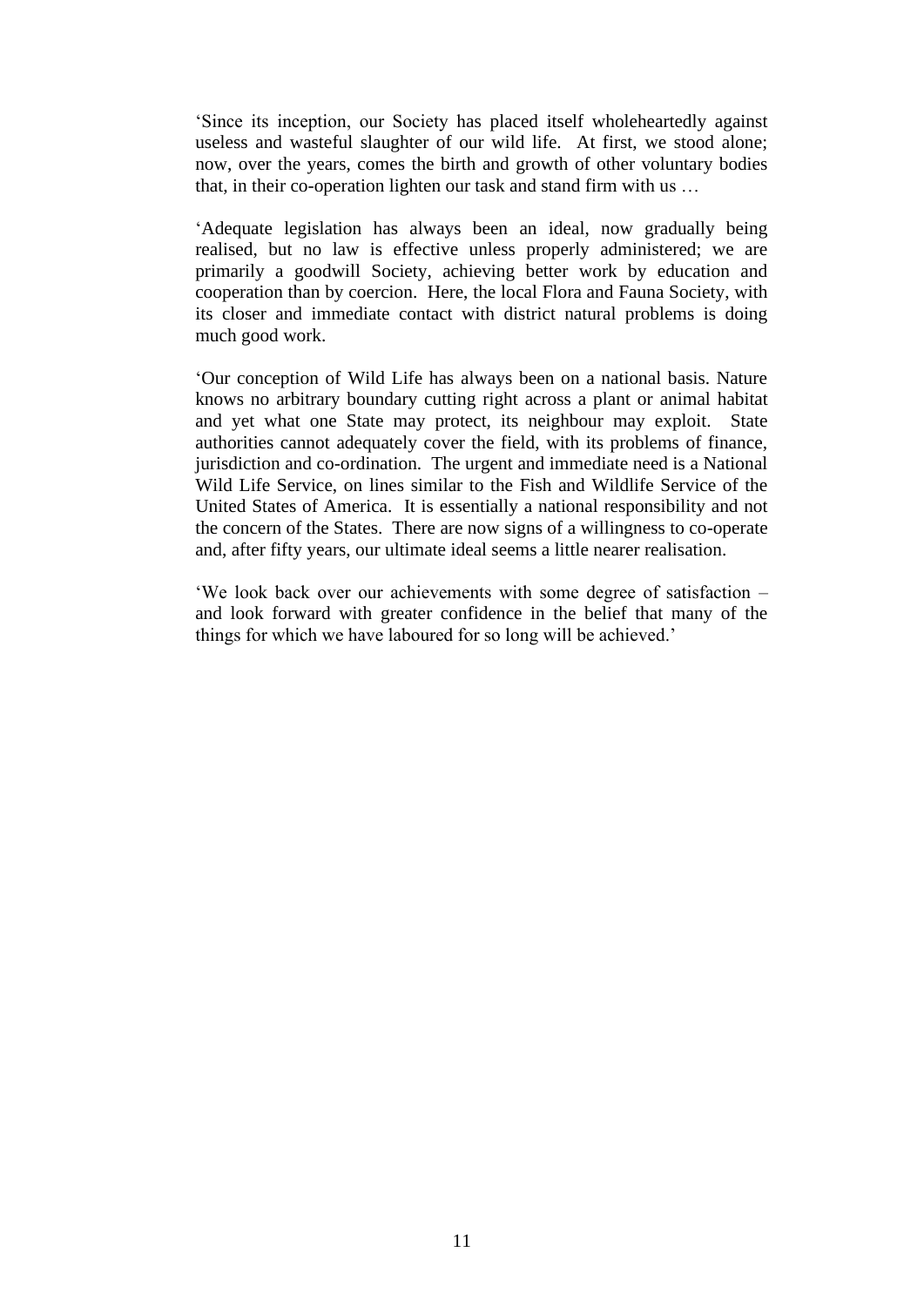'Since its inception, our Society has placed itself wholeheartedly against useless and wasteful slaughter of our wild life. At first, we stood alone; now, over the years, comes the birth and growth of other voluntary bodies that, in their co-operation lighten our task and stand firm with us …

'Adequate legislation has always been an ideal, now gradually being realised, but no law is effective unless properly administered; we are primarily a goodwill Society, achieving better work by education and cooperation than by coercion. Here, the local Flora and Fauna Society, with its closer and immediate contact with district natural problems is doing much good work.

'Our conception of Wild Life has always been on a national basis. Nature knows no arbitrary boundary cutting right across a plant or animal habitat and yet what one State may protect, its neighbour may exploit. State authorities cannot adequately cover the field, with its problems of finance, jurisdiction and co-ordination. The urgent and immediate need is a National Wild Life Service, on lines similar to the Fish and Wildlife Service of the United States of America. It is essentially a national responsibility and not the concern of the States. There are now signs of a willingness to co-operate and, after fifty years, our ultimate ideal seems a little nearer realisation.

'We look back over our achievements with some degree of satisfaction – and look forward with greater confidence in the belief that many of the things for which we have laboured for so long will be achieved.'